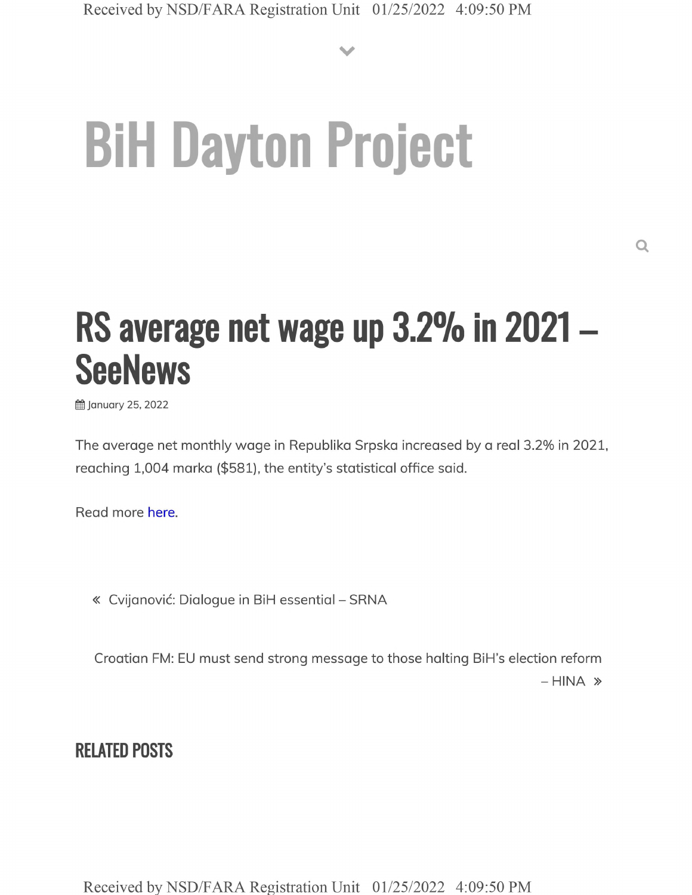BiH Dayton Project

# RS average net wage up 3.2% in 2021 – SeeNews

January 25, 2022

The average net monthly wage in Republika Srpska increased by a real 3.2% in 2021, reaching 1,004 marka ($581), the entity's statistical office said.

Read more here.

« Cvijanović: Dialogue in BiH essential – SRNA

Croatian FM: EU must send strong message to those halting BiH's election reform – HINA »

## RELATED POSTS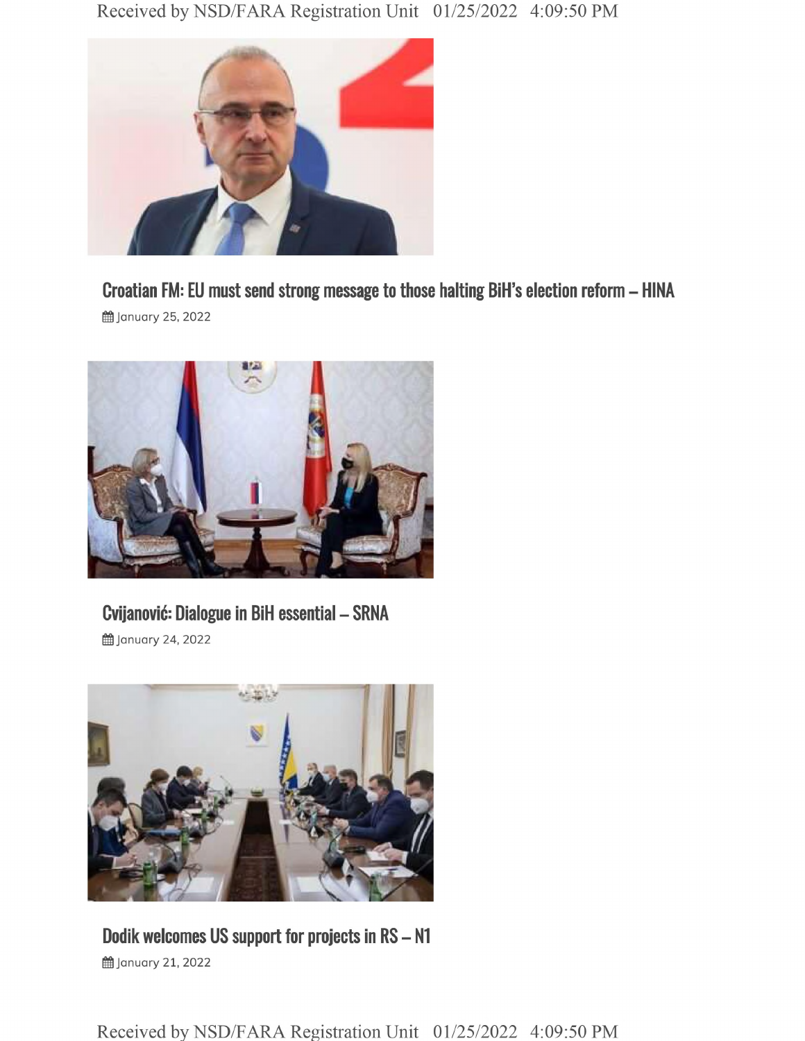## Croatian FM: EU must send strong message to those halting BiH's election reform – HINA

📅 January 25, 2022

## Cvijanović: Dialogue in BiH essential – SRNA

📅 January 24, 2022

## Dodik welcomes US support for projects in RS – N1

📅 January 21, 2022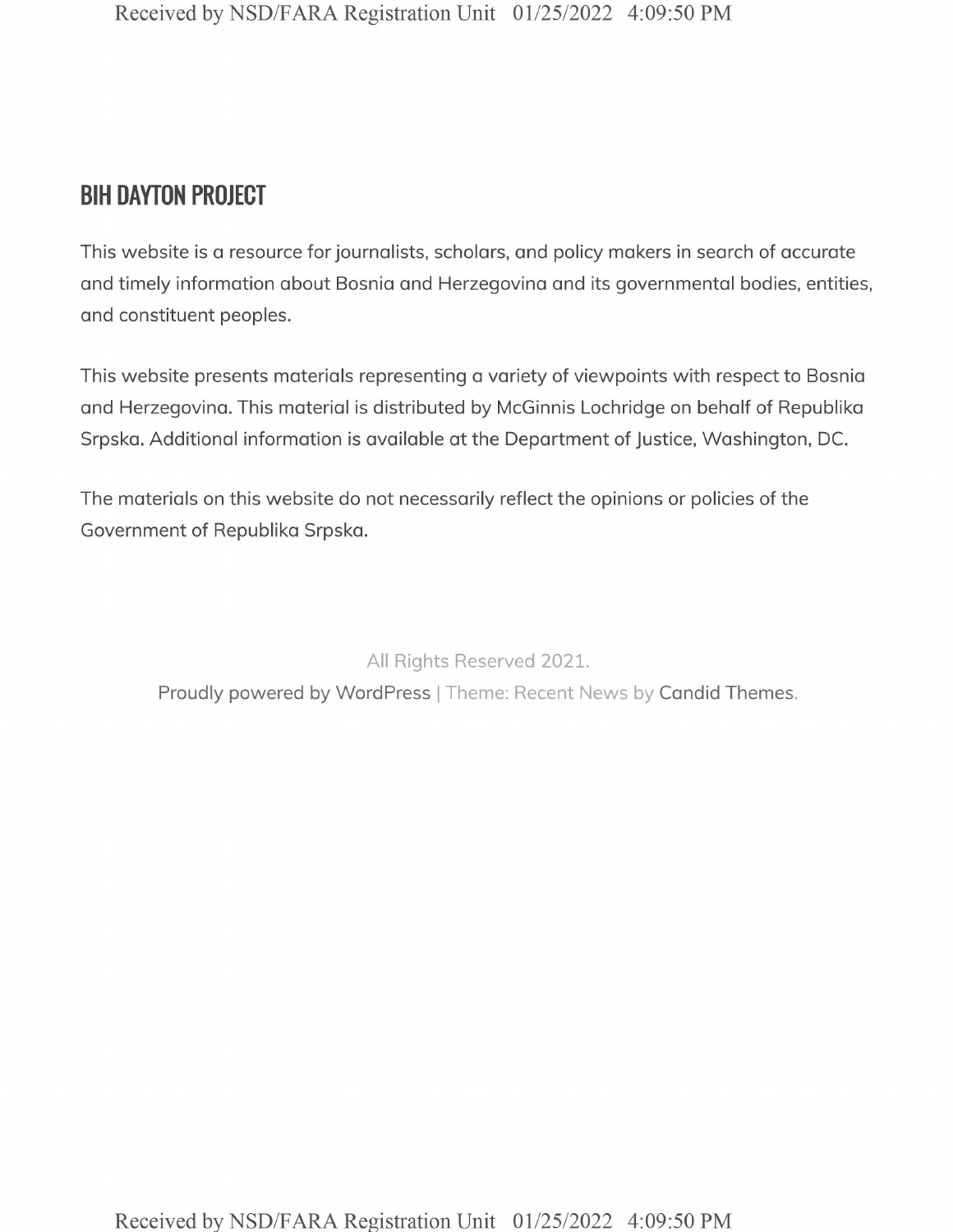## BIH DAYTON PROJECT

This website is a resource for journalists, scholars, and policy makers in search of accurate and timely information about Bosnia and Herzegovina and its governmental bodies, entities, and constituent peoples.

This website presents materials representing a variety of viewpoints with respect to Bosnia and Herzegovina. This material is distributed by McGinnis Lochridge on behalf of Republika Srpska. Additional information is available at the Department of Justice, Washington, DC.

The materials on this website do not necessarily reflect the opinions or policies of the Government of Republika Srpska.

All Rights Reserved 2021.

Proudly powered by WordPress | Theme: Recent News by Candid Themes.